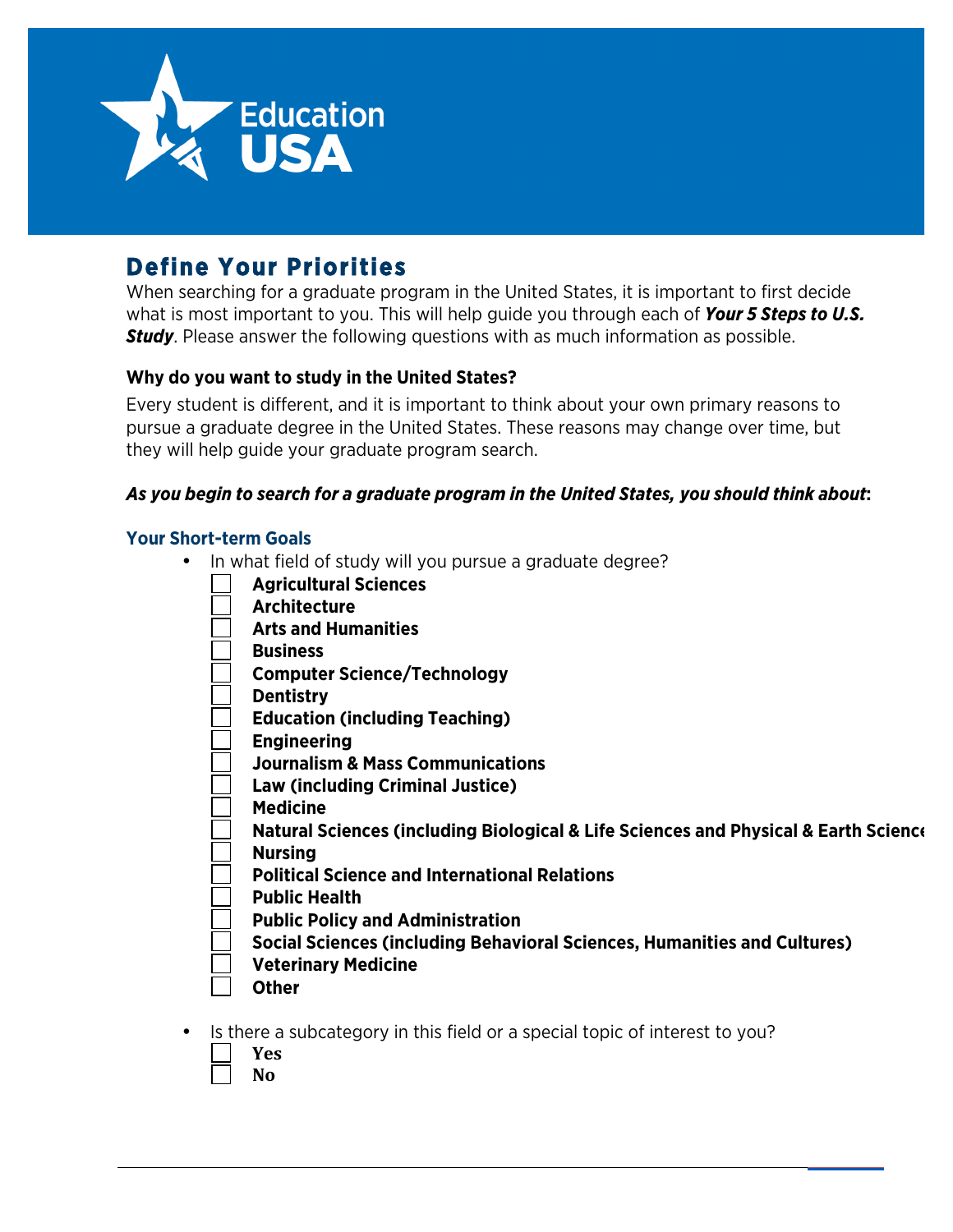EducationUSA

# Define Your Priorities

When searching for a graduate program in the United States, it is important to first decide what is most important to you. This will help guide you through each of ***Your 5 Steps to U.S. Study***. Please answer the following questions with as much information as possible.

**Why do you want to study in the United States?**

Every student is different, and it is important to think about your own primary reasons to pursue a graduate degree in the United States. These reasons may change over time, but they will help guide your graduate program search.

***As you begin to search for a graduate program in the United States, you should think about*:**

### Your Short-term Goals

- In what field of study will you pursue a graduate degree?
  - ☐ **Agricultural Sciences**
  - ☐ **Architecture**
  - ☐ **Arts and Humanities**
  - ☐ **Business**
  - ☐ **Computer Science/Technology**
  - ☐ **Dentistry**
  - ☐ **Education (including Teaching)**
  - ☐ **Engineering**
  - ☐ **Journalism & Mass Communications**
  - ☐ **Law (including Criminal Justice)**
  - ☐ **Medicine**
  - ☐ **Natural Sciences (including Biological & Life Sciences and Physical & Earth Science**
  - ☐ **Nursing**
  - ☐ **Political Science and International Relations**
  - ☐ **Public Health**
  - ☐ **Public Policy and Administration**
  - ☐ **Social Sciences (including Behavioral Sciences, Humanities and Cultures)**
  - ☐ **Veterinary Medicine**
  - ☐ **Other**

- Is there a subcategory in this field or a special topic of interest to you?
  - ☐ **Yes**
  - ☐ **No**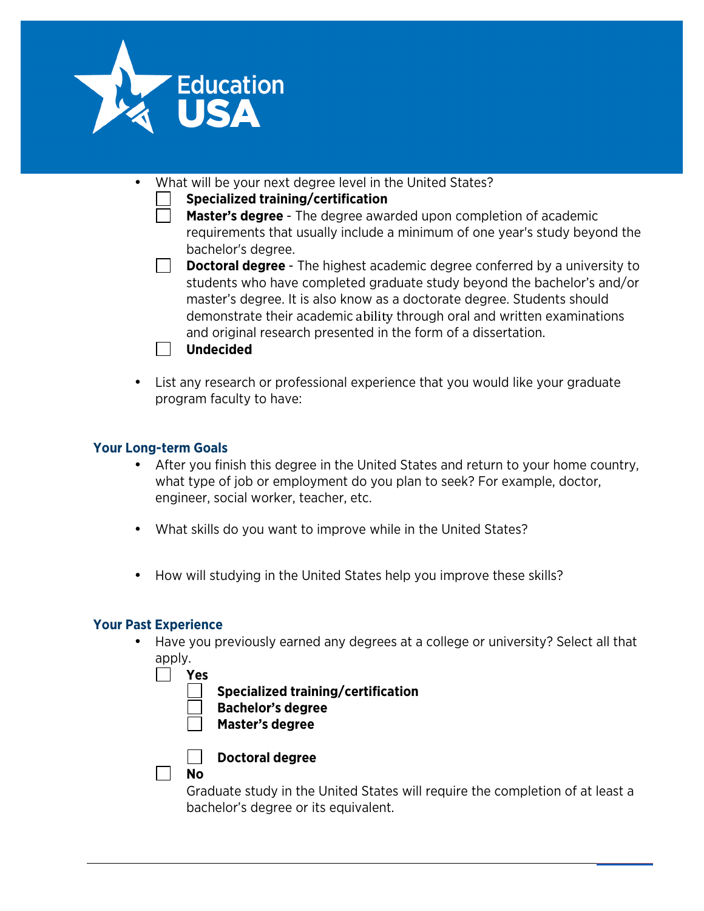- What will be your next degree level in the United States?
  - ☐ **Specialized training/certification**
  - ☐ **Master's degree** - The degree awarded upon completion of academic requirements that usually include a minimum of one year's study beyond the bachelor's degree.
  - ☐ **Doctoral degree** - The highest academic degree conferred by a university to students who have completed graduate study beyond the bachelor's and/or master's degree. It is also know as a doctorate degree. Students should demonstrate their academic ability through oral and written examinations and original research presented in the form of a dissertation.
  - ☐ **Undecided**

- List any research or professional experience that you would like your graduate program faculty to have:

### Your Long-term Goals

- After you finish this degree in the United States and return to your home country, what type of job or employment do you plan to seek? For example, doctor, engineer, social worker, teacher, etc.

- What skills do you want to improve while in the United States?

- How will studying in the United States help you improve these skills?

### Your Past Experience

- Have you previously earned any degrees at a college or university? Select all that apply.
  - ☐ **Yes**
    - ☐ **Specialized training/certification**
    - ☐ **Bachelor's degree**
    - ☐ **Master's degree**
    - ☐ **Doctoral degree**
  - ☐ **No**

    Graduate study in the United States will require the completion of at least a bachelor's degree or its equivalent.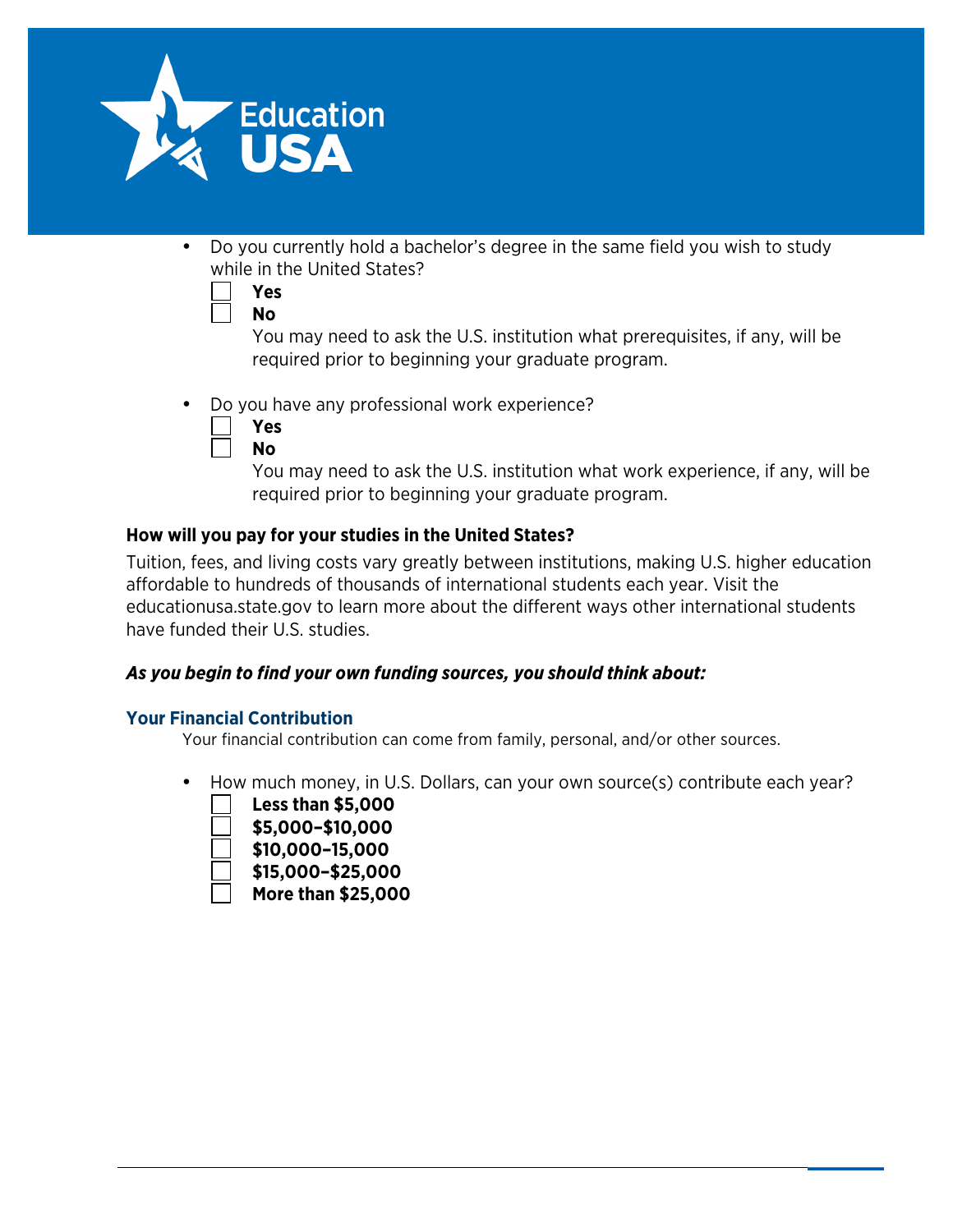- Do you currently hold a bachelor's degree in the same field you wish to study while in the United States?

  ☐ **Yes**
  ☐ **No**

  You may need to ask the U.S. institution what prerequisites, if any, will be required prior to beginning your graduate program.

- Do you have any professional work experience?

  ☐ **Yes**
  ☐ **No**

  You may need to ask the U.S. institution what work experience, if any, will be required prior to beginning your graduate program.

**How will you pay for your studies in the United States?**

Tuition, fees, and living costs vary greatly between institutions, making U.S. higher education affordable to hundreds of thousands of international students each year. Visit the educationusa.state.gov to learn more about the different ways other international students have funded their U.S. studies.

***As you begin to find your own funding sources, you should think about:***

### Your Financial Contribution

Your financial contribution can come from family, personal, and/or other sources.

- How much money, in U.S. Dollars, can your own source(s) contribute each year?

  ☐ **Less than $5,000**
  ☐ **$5,000–$10,000**
  ☐ **$10,000–15,000**
  ☐ **$15,000–$25,000**
  ☐ **More than $25,000**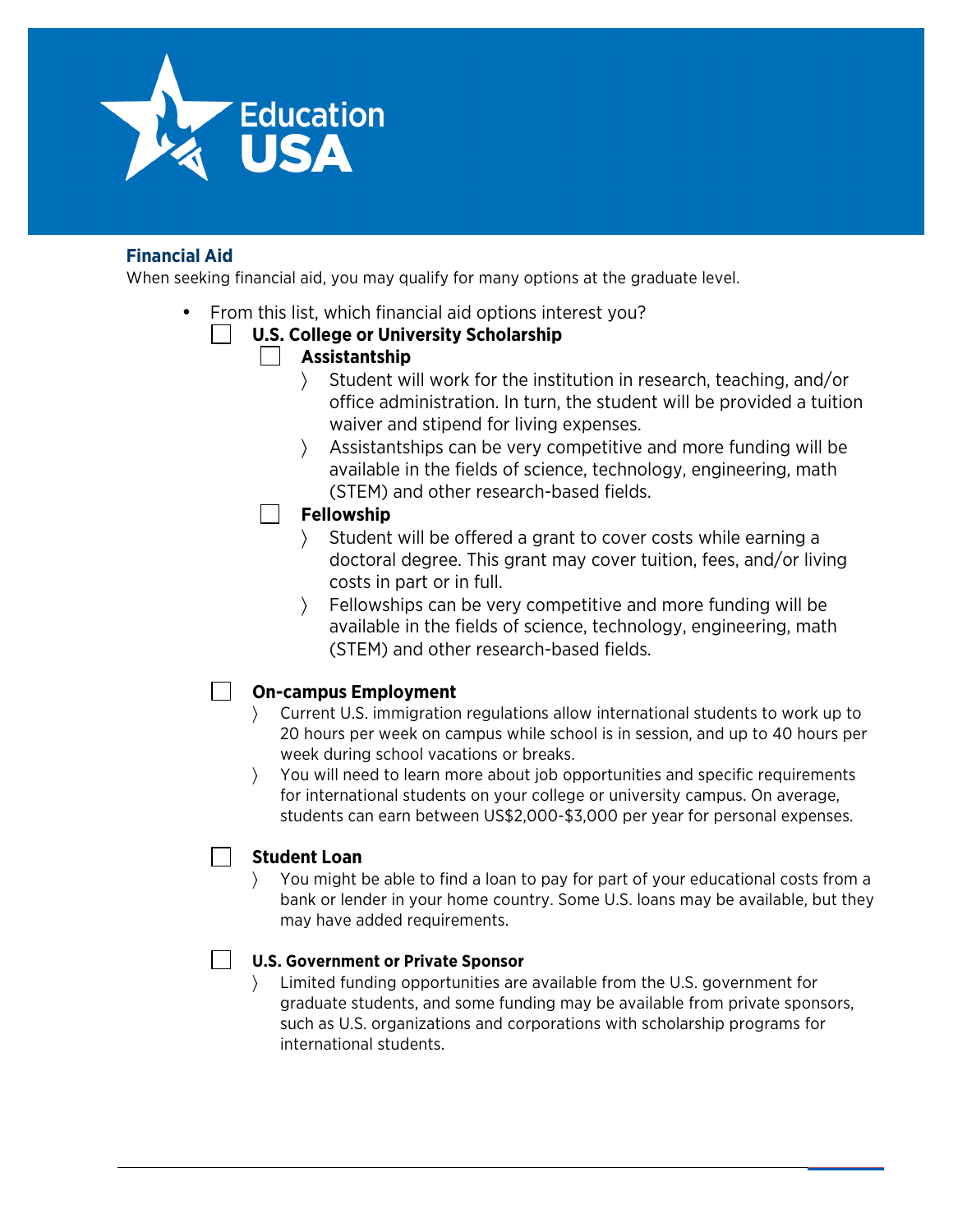## Financial Aid

When seeking financial aid, you may qualify for many options at the graduate level.

- From this list, which financial aid options interest you?
  - ☐ **U.S. College or University Scholarship**
    - ☐ **Assistantship**
      - 〉 Student will work for the institution in research, teaching, and/or office administration. In turn, the student will be provided a tuition waiver and stipend for living expenses.
      - 〉 Assistantships can be very competitive and more funding will be available in the fields of science, technology, engineering, math (STEM) and other research-based fields.
    - ☐ **Fellowship**
      - 〉 Student will be offered a grant to cover costs while earning a doctoral degree. This grant may cover tuition, fees, and/or living costs in part or in full.
      - 〉 Fellowships can be very competitive and more funding will be available in the fields of science, technology, engineering, math (STEM) and other research-based fields.
  - ☐ **On-campus Employment**
    - 〉 Current U.S. immigration regulations allow international students to work up to 20 hours per week on campus while school is in session, and up to 40 hours per week during school vacations or breaks.
    - 〉 You will need to learn more about job opportunities and specific requirements for international students on your college or university campus. On average, students can earn between US$2,000-$3,000 per year for personal expenses.
  - ☐ **Student Loan**
    - 〉 You might be able to find a loan to pay for part of your educational costs from a bank or lender in your home country. Some U.S. loans may be available, but they may have added requirements.
  - ☐ **U.S. Government or Private Sponsor**
    - 〉 Limited funding opportunities are available from the U.S. government for graduate students, and some funding may be available from private sponsors, such as U.S. organizations and corporations with scholarship programs for international students.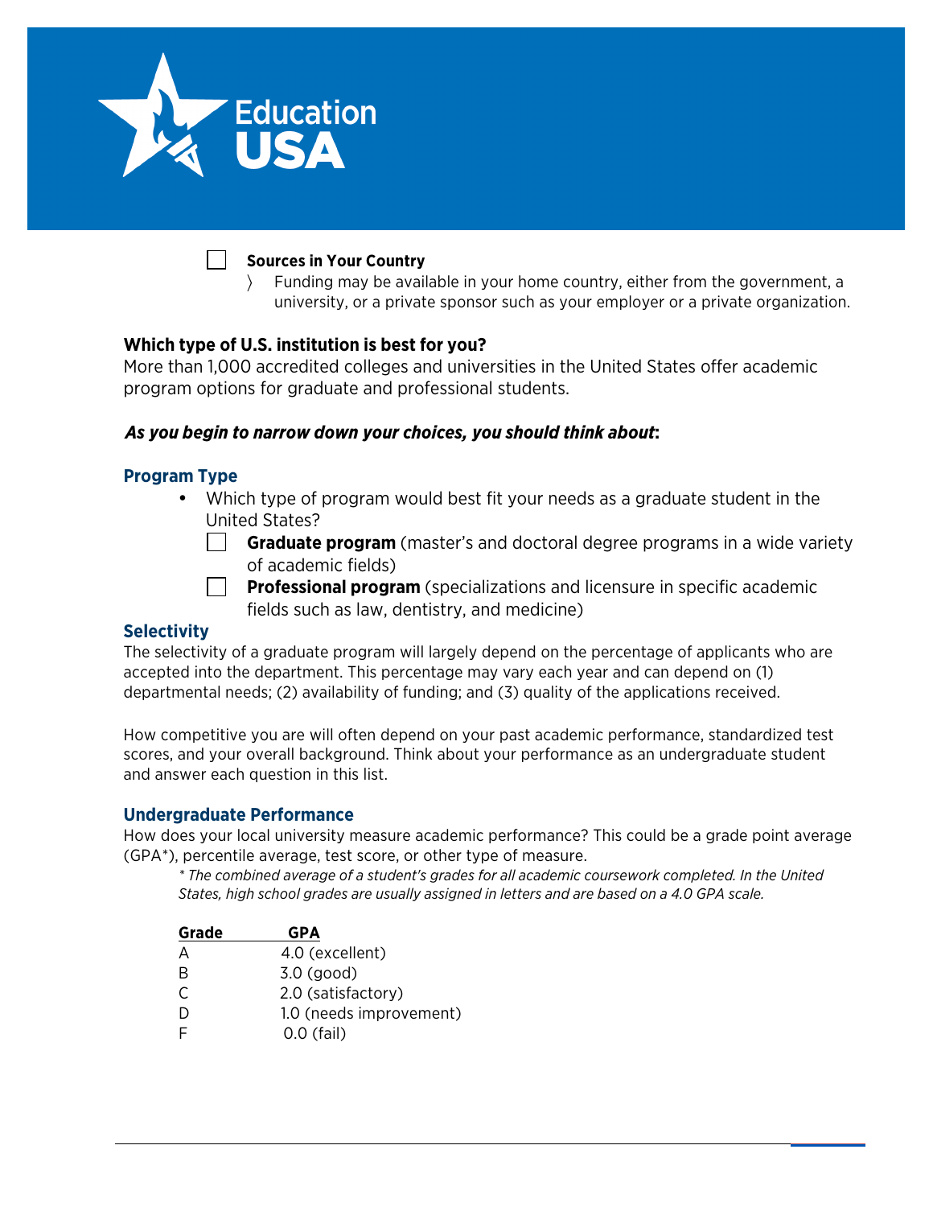- [ ] **Sources in Your Country**
  - 〉 Funding may be available in your home country, either from the government, a university, or a private sponsor such as your employer or a private organization.

### Which type of U.S. institution is best for you?

More than 1,000 accredited colleges and universities in the United States offer academic program options for graduate and professional students.

### *As you begin to narrow down your choices, you should think about*:

### Program Type

- Which type of program would best fit your needs as a graduate student in the United States?
  - [ ] **Graduate program** (master's and doctoral degree programs in a wide variety of academic fields)
  - [ ] **Professional program** (specializations and licensure in specific academic fields such as law, dentistry, and medicine)

### Selectivity

The selectivity of a graduate program will largely depend on the percentage of applicants who are accepted into the department. This percentage may vary each year and can depend on (1) departmental needs; (2) availability of funding; and (3) quality of the applications received.

How competitive you are will often depend on your past academic performance, standardized test scores, and your overall background. Think about your performance as an undergraduate student and answer each question in this list.

### Undergraduate Performance

How does your local university measure academic performance? This could be a grade point average (GPA*), percentile average, test score, or other type of measure.

*\* The combined average of a student's grades for all academic coursework completed. In the United States, high school grades are usually assigned in letters and are based on a 4.0 GPA scale.*

| Grade | GPA |
|---|---|
| A | 4.0 (excellent) |
| B | 3.0 (good) |
| C | 2.0 (satisfactory) |
| D | 1.0 (needs improvement) |
| F | 0.0 (fail) |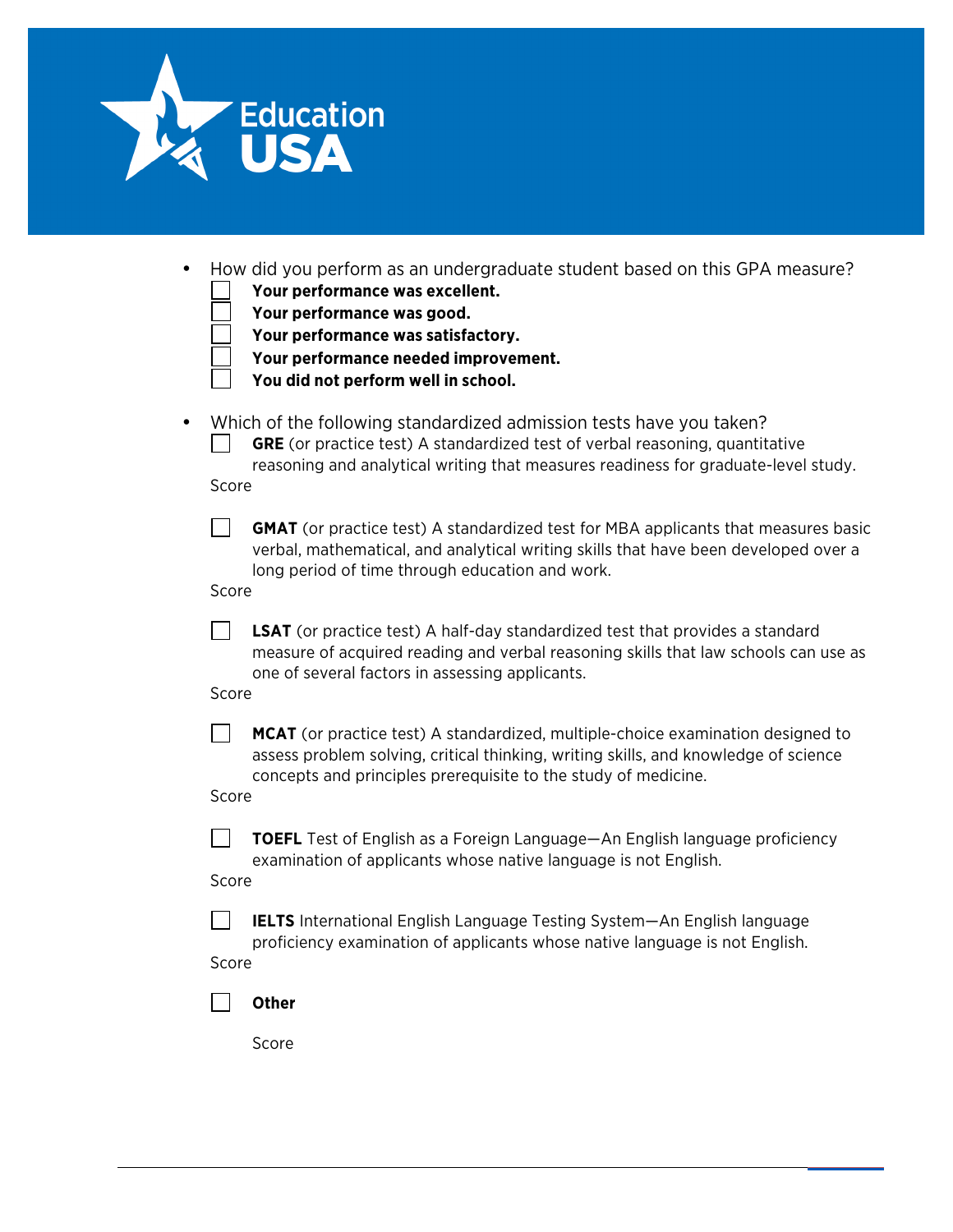- How did you perform as an undergraduate student based on this GPA measure?
  - [ ] **Your performance was excellent.**
  - [ ] **Your performance was good.**
  - [ ] **Your performance was satisfactory.**
  - [ ] **Your performance needed improvement.**
  - [ ] **You did not perform well in school.**

- Which of the following standardized admission tests have you taken?
  - [ ] **GRE** (or practice test) A standardized test of verbal reasoning, quantitative reasoning and analytical writing that measures readiness for graduate-level study.

    Score

  - [ ] **GMAT** (or practice test) A standardized test for MBA applicants that measures basic verbal, mathematical, and analytical writing skills that have been developed over a long period of time through education and work.

    Score

  - [ ] **LSAT** (or practice test) A half-day standardized test that provides a standard measure of acquired reading and verbal reasoning skills that law schools can use as one of several factors in assessing applicants.

    Score

  - [ ] **MCAT** (or practice test) A standardized, multiple-choice examination designed to assess problem solving, critical thinking, writing skills, and knowledge of science concepts and principles prerequisite to the study of medicine.

    Score

  - [ ] **TOEFL** Test of English as a Foreign Language—An English language proficiency examination of applicants whose native language is not English.

    Score

  - [ ] **IELTS** International English Language Testing System—An English language proficiency examination of applicants whose native language is not English.

    Score

  - [ ] **Other**

    Score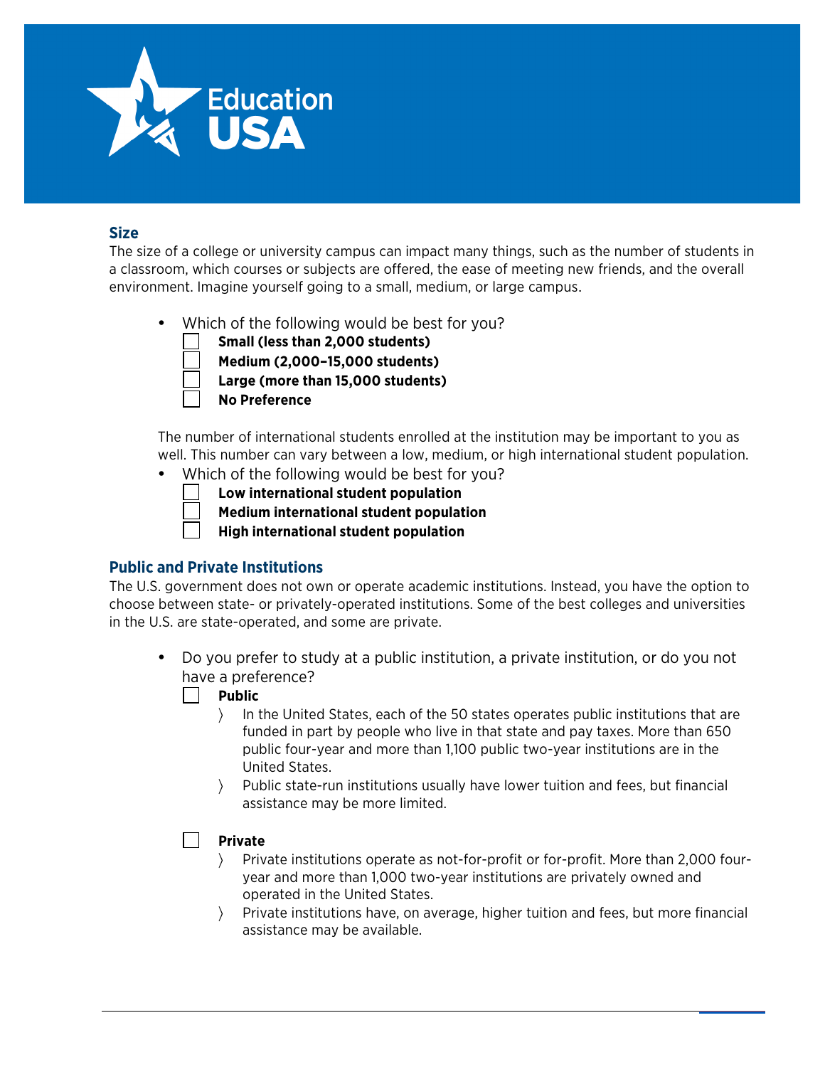## Size

The size of a college or university campus can impact many things, such as the number of students in a classroom, which courses or subjects are offered, the ease of meeting new friends, and the overall environment. Imagine yourself going to a small, medium, or large campus.

- Which of the following would be best for you?
  - ☐ **Small (less than 2,000 students)**
  - ☐ **Medium (2,000–15,000 students)**
  - ☐ **Large (more than 15,000 students)**
  - ☐ **No Preference**

The number of international students enrolled at the institution may be important to you as well. This number can vary between a low, medium, or high international student population.

- Which of the following would be best for you?
  - ☐ **Low international student population**
  - ☐ **Medium international student population**
  - ☐ **High international student population**

## Public and Private Institutions

The U.S. government does not own or operate academic institutions. Instead, you have the option to choose between state- or privately-operated institutions. Some of the best colleges and universities in the U.S. are state-operated, and some are private.

- Do you prefer to study at a public institution, a private institution, or do you not have a preference?
  - ☐ **Public**
    - In the United States, each of the 50 states operates public institutions that are funded in part by people who live in that state and pay taxes. More than 650 public four-year and more than 1,100 public two-year institutions are in the United States.
    - Public state-run institutions usually have lower tuition and fees, but financial assistance may be more limited.
  - ☐ **Private**
    - Private institutions operate as not-for-profit or for-profit. More than 2,000 four-year and more than 1,000 two-year institutions are privately owned and operated in the United States.
    - Private institutions have, on average, higher tuition and fees, but more financial assistance may be available.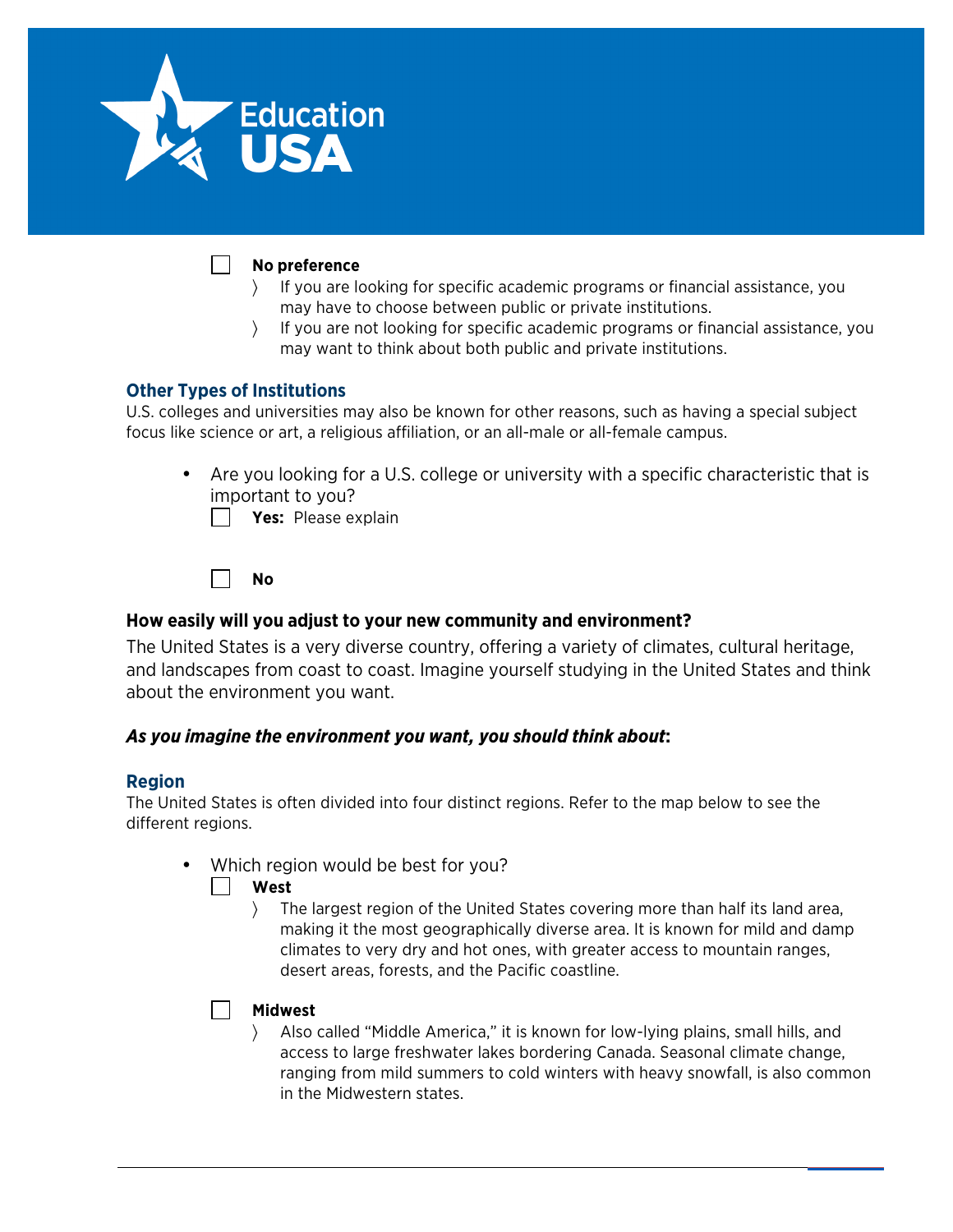- [ ] **No preference**
  - 〉 If you are looking for specific academic programs or financial assistance, you may have to choose between public or private institutions.
  - 〉 If you are not looking for specific academic programs or financial assistance, you may want to think about both public and private institutions.

### Other Types of Institutions

U.S. colleges and universities may also be known for other reasons, such as having a special subject focus like science or art, a religious affiliation, or an all-male or all-female campus.

- Are you looking for a U.S. college or university with a specific characteristic that is important to you?
  - [ ] **Yes:** Please explain
  - [ ] **No**

## How easily will you adjust to your new community and environment?

The United States is a very diverse country, offering a variety of climates, cultural heritage, and landscapes from coast to coast. Imagine yourself studying in the United States and think about the environment you want.

***As you imagine the environment you want, you should think about*:**

### Region

The United States is often divided into four distinct regions. Refer to the map below to see the different regions.

- Which region would be best for you?
  - [ ] **West**
    - 〉 The largest region of the United States covering more than half its land area, making it the most geographically diverse area. It is known for mild and damp climates to very dry and hot ones, with greater access to mountain ranges, desert areas, forests, and the Pacific coastline.
  - [ ] **Midwest**
    - 〉 Also called "Middle America," it is known for low-lying plains, small hills, and access to large freshwater lakes bordering Canada. Seasonal climate change, ranging from mild summers to cold winters with heavy snowfall, is also common in the Midwestern states.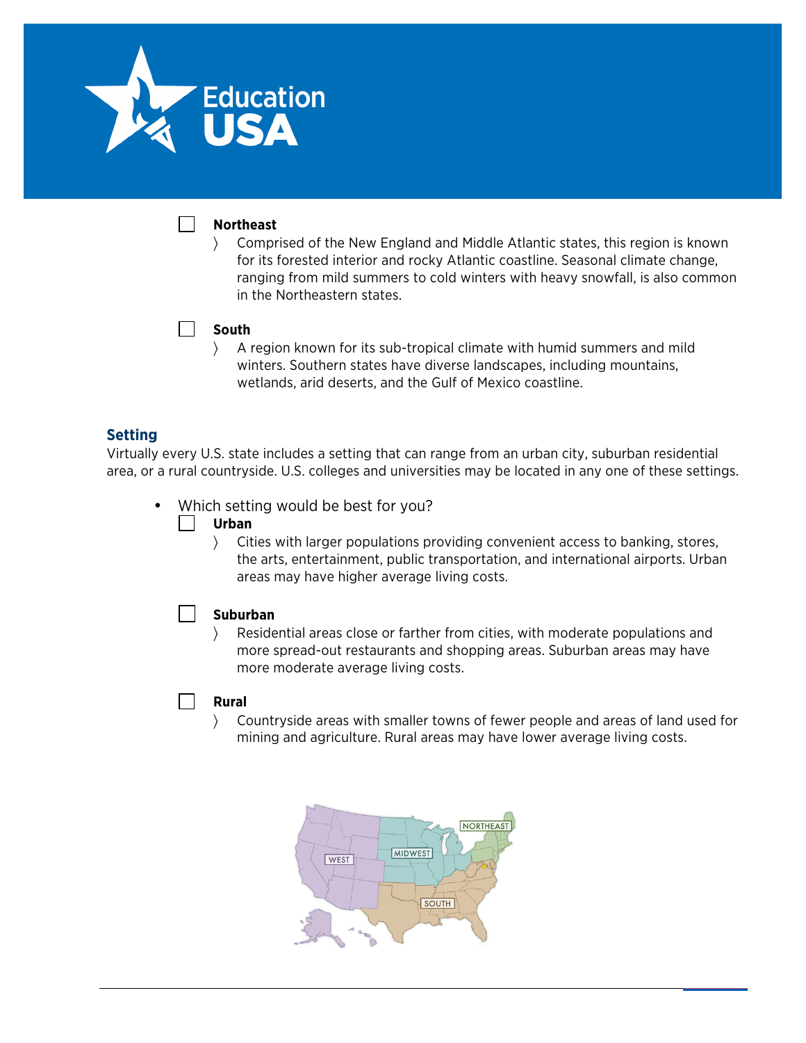☐ **Northeast**

〉 Comprised of the New England and Middle Atlantic states, this region is known for its forested interior and rocky Atlantic coastline. Seasonal climate change, ranging from mild summers to cold winters with heavy snowfall, is also common in the Northeastern states.

☐ **South**

〉 A region known for its sub-tropical climate with humid summers and mild winters. Southern states have diverse landscapes, including mountains, wetlands, arid deserts, and the Gulf of Mexico coastline.

## Setting

Virtually every U.S. state includes a setting that can range from an urban city, suburban residential area, or a rural countryside. U.S. colleges and universities may be located in any one of these settings.

- Which setting would be best for you?

  ☐ **Urban**

  〉 Cities with larger populations providing convenient access to banking, stores, the arts, entertainment, public transportation, and international airports. Urban areas may have higher average living costs.

  ☐ **Suburban**

  〉 Residential areas close or farther from cities, with moderate populations and more spread-out restaurants and shopping areas. Suburban areas may have more moderate average living costs.

  ☐ **Rural**

  〉 Countryside areas with smaller towns of fewer people and areas of land used for mining and agriculture. Rural areas may have lower average living costs.

WEST
MIDWEST
NORTHEAST
SOUTH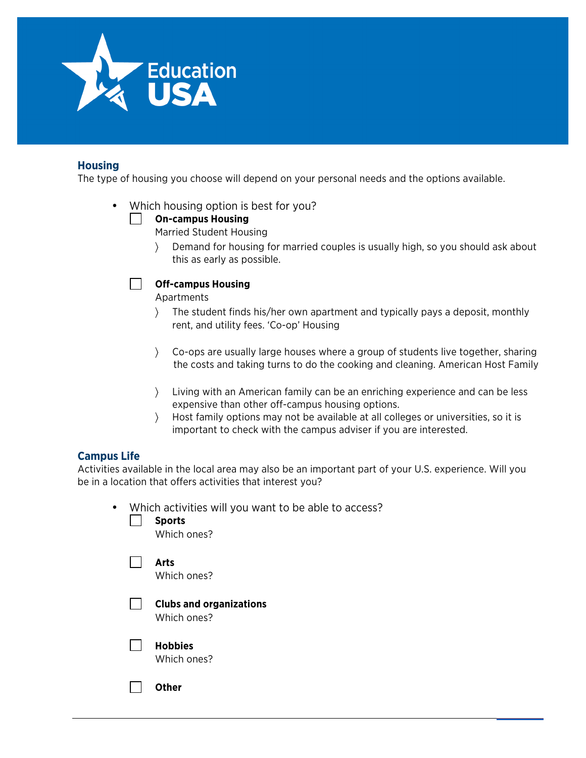## Housing

The type of housing you choose will depend on your personal needs and the options available.

- Which housing option is best for you?
  - ☐ **On-campus Housing**

    Married Student Housing
    - Demand for housing for married couples is usually high, so you should ask about this as early as possible.
  - ☐ **Off-campus Housing**

    Apartments
    - The student finds his/her own apartment and typically pays a deposit, monthly rent, and utility fees. 'Co-op' Housing
    - Co-ops are usually large houses where a group of students live together, sharing the costs and taking turns to do the cooking and cleaning. American Host Family
    - Living with an American family can be an enriching experience and can be less expensive than other off-campus housing options.
    - Host family options may not be available at all colleges or universities, so it is important to check with the campus adviser if you are interested.

## Campus Life

Activities available in the local area may also be an important part of your U.S. experience. Will you be in a location that offers activities that interest you?

- Which activities will you want to be able to access?
  - ☐ **Sports**

    Which ones?
  - ☐ **Arts**

    Which ones?
  - ☐ **Clubs and organizations**

    Which ones?
  - ☐ **Hobbies**

    Which ones?
  - ☐ **Other**